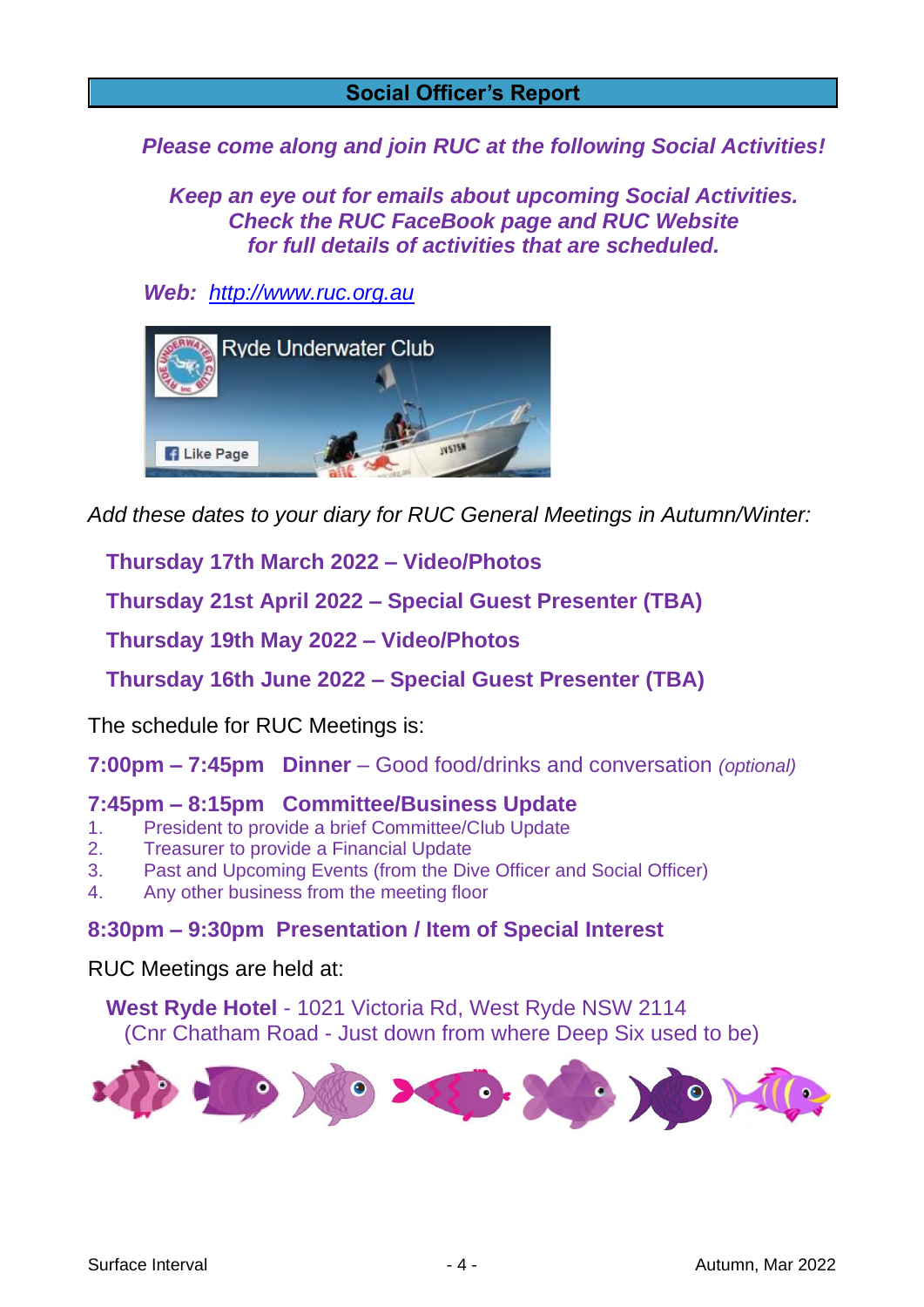## Social Officer's Report

***Please come along and join RUC at the following Social Activities!***

***Keep an eye out for emails about upcoming Social Activities.***
***Check the RUC FaceBook page and RUC Website***
***for full details of activities that are scheduled.***

***Web:*** *[http://www.ruc.org.au](http://www.ruc.org.au)*

*Add these dates to your diary for RUC General Meetings in Autumn/Winter:*

**Thursday 17th March 2022 – Video/Photos**

**Thursday 21st April 2022 – Special Guest Presenter (TBA)**

**Thursday 19th May 2022 – Video/Photos**

**Thursday 16th June 2022 – Special Guest Presenter (TBA)**

The schedule for RUC Meetings is:

**7:00pm – 7:45pm Dinner** – Good food/drinks and conversation *(optional)*

**7:45pm – 8:15pm Committee/Business Update**

1. President to provide a brief Committee/Club Update
2. Treasurer to provide a Financial Update
3. Past and Upcoming Events (from the Dive Officer and Social Officer)
4. Any other business from the meeting floor

**8:30pm – 9:30pm Presentation / Item of Special Interest**

RUC Meetings are held at:

**West Ryde Hotel** - 1021 Victoria Rd, West Ryde NSW 2114
(Cnr Chatham Road - Just down from where Deep Six used to be)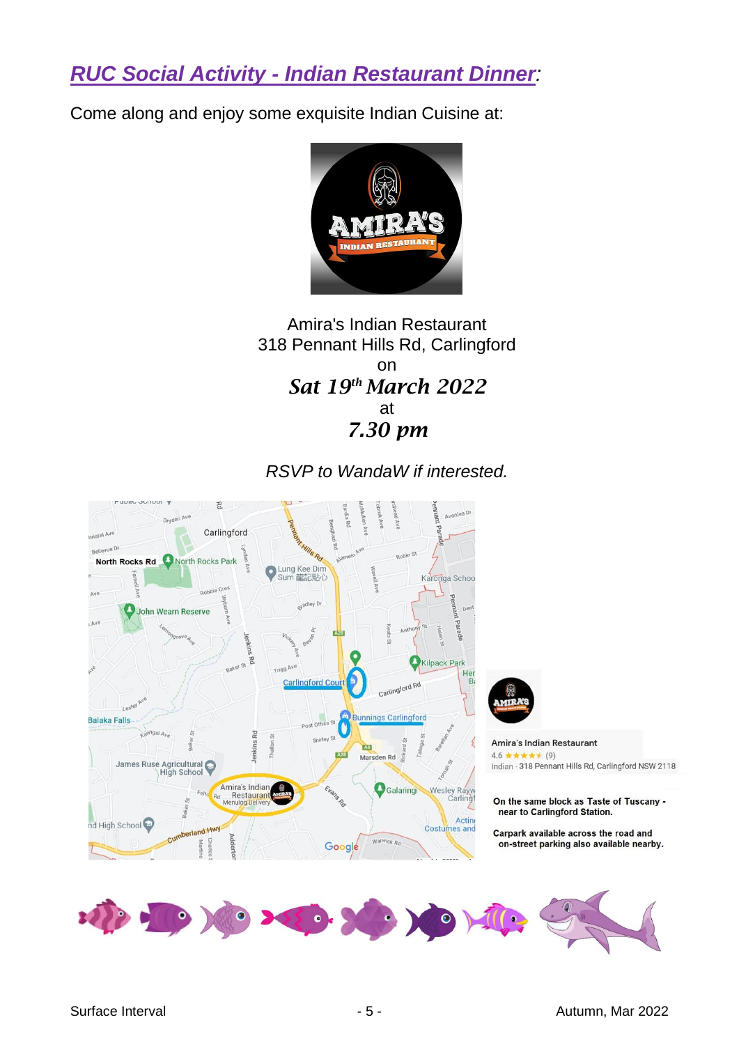## *RUC Social Activity - Indian Restaurant Dinner*:

Come along and enjoy some exquisite Indian Cuisine at:

Amira's Indian Restaurant
318 Pennant Hills Rd, Carlingford
on
***Sat 19th March 2022***
at
***7.30 pm***

*RSVP to WandaW if interested.*

Amira's Indian Restaurant
4.6 ★★★★★ (9)
Indian · 318 Pennant Hills Rd, Carlingford NSW 2118

**On the same block as Taste of Tuscany - near to Carlingford Station.**

**Carpark available across the road and on-street parking also available nearby.**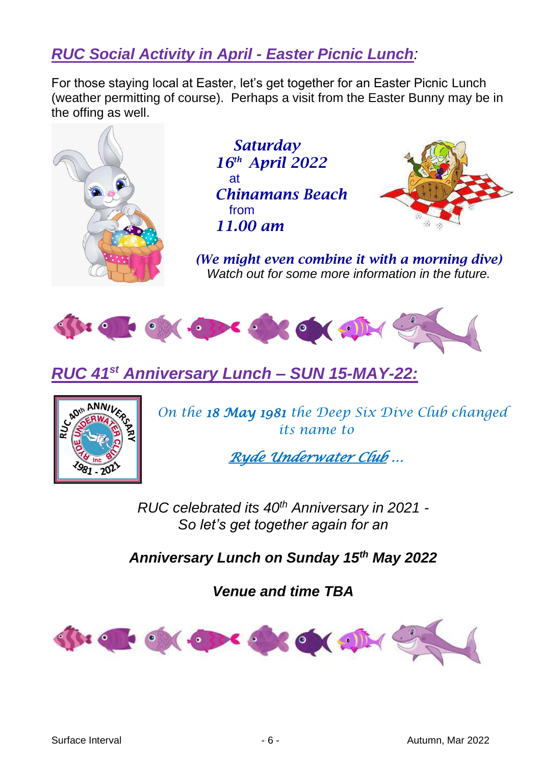## *RUC Social Activity in April - Easter Picnic Lunch*:

For those staying local at Easter, let's get together for an Easter Picnic Lunch (weather permitting of course). Perhaps a visit from the Easter Bunny may be in the offing as well.

***Saturday***
***16th April 2022***
at
***Chinamans Beach***
from
***11.00 am***

***(We might even combine it with a morning dive)***
*Watch out for some more information in the future.*

## *RUC 41st Anniversary Lunch – SUN 15-MAY-22:*

*On the **18 May 1981** the Deep Six Dive Club changed its name to*

*Ryde Underwater Club …*

*RUC celebrated its 40th Anniversary in 2021 -*
*So let's get together again for an*

***Anniversary Lunch on Sunday 15th May 2022***

***Venue and time TBA***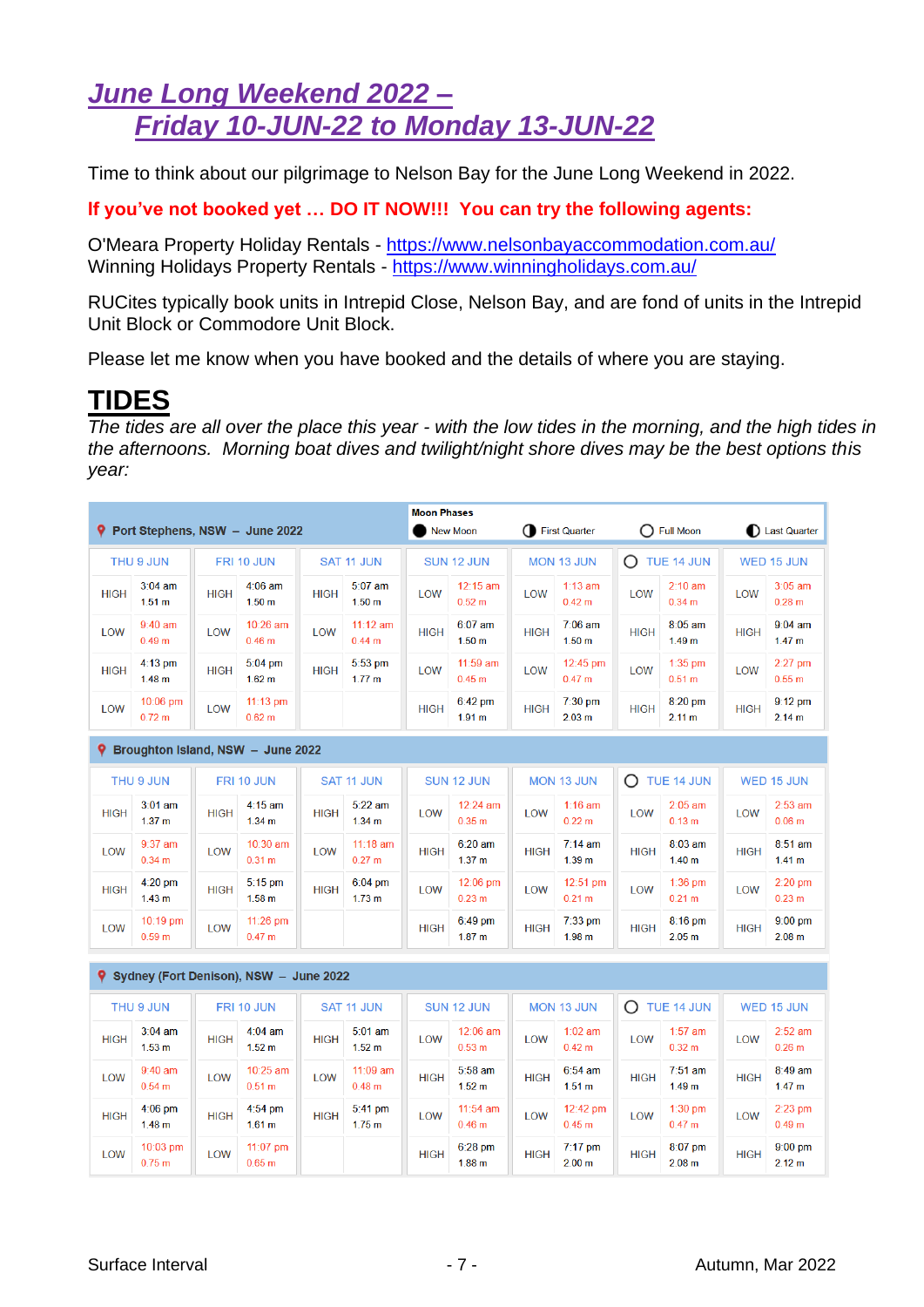# June Long Weekend 2022 – Friday 10-JUN-22 to Monday 13-JUN-22

Time to think about our pilgrimage to Nelson Bay for the June Long Weekend in 2022.

**If you've not booked yet … DO IT NOW!!! You can try the following agents:**

O'Meara Property Holiday Rentals - https://www.nelsonbayaccommodation.com.au/
Winning Holidays Property Rentals - https://www.winningholidays.com.au/

RUCites typically book units in Intrepid Close, Nelson Bay, and are fond of units in the Intrepid Unit Block or Commodore Unit Block.

Please let me know when you have booked and the details of where you are staying.

## TIDES

*The tides are all over the place this year - with the low tides in the morning, and the high tides in the afternoons. Morning boat dives and twilight/night shore dives may be the best options this year:*

**Port Stephens, NSW – June 2022**

Moon Phases: New Moon, First Quarter, Full Moon (TUE 14 JUN), Last Quarter

| THU 9 JUN | | FRI 10 JUN | | SAT 11 JUN | | SUN 12 JUN | | MON 13 JUN | | TUE 14 JUN | | WED 15 JUN | |
|---|---|---|---|---|---|---|---|---|---|---|---|---|---|
| HIGH | 3:04 am 1.51 m | HIGH | 4:06 am 1.50 m | HIGH | 5:07 am 1.50 m | LOW | 12:15 am 0.52 m | LOW | 1:13 am 0.42 m | LOW | 2:10 am 0.34 m | LOW | 3:05 am 0.28 m |
| LOW | 9:40 am 0.49 m | LOW | 10:26 am 0.46 m | LOW | 11:12 am 0.44 m | HIGH | 6:07 am 1.50 m | HIGH | 7:06 am 1.50 m | HIGH | 8:05 am 1.49 m | HIGH | 9:04 am 1.47 m |
| HIGH | 4:13 pm 1.48 m | HIGH | 5:04 pm 1.62 m | HIGH | 5:53 pm 1.77 m | LOW | 11:59 am 0.45 m | LOW | 12:45 pm 0.47 m | LOW | 1:35 pm 0.51 m | LOW | 2:27 pm 0.55 m |
| LOW | 10:06 pm 0.72 m | LOW | 11:13 pm 0.62 m | | | HIGH | 6:42 pm 1.91 m | HIGH | 7:30 pm 2.03 m | HIGH | 8:20 pm 2.11 m | HIGH | 9:12 pm 2.14 m |

**Broughton Island, NSW – June 2022**

| THU 9 JUN | | FRI 10 JUN | | SAT 11 JUN | | SUN 12 JUN | | MON 13 JUN | | TUE 14 JUN | | WED 15 JUN | |
|---|---|---|---|---|---|---|---|---|---|---|---|---|---|
| HIGH | 3:01 am 1.37 m | HIGH | 4:15 am 1.34 m | HIGH | 5:22 am 1.34 m | LOW | 12:24 am 0.35 m | LOW | 1:16 am 0.22 m | LOW | 2:05 am 0.13 m | LOW | 2:53 am 0.06 m |
| LOW | 9:37 am 0.34 m | LOW | 10:30 am 0.31 m | LOW | 11:18 am 0.27 m | HIGH | 6:20 am 1.37 m | HIGH | 7:14 am 1.39 m | HIGH | 8:03 am 1.40 m | HIGH | 8:51 am 1.41 m |
| HIGH | 4:20 pm 1.43 m | HIGH | 5:15 pm 1.58 m | HIGH | 6:04 pm 1.73 m | LOW | 12:06 pm 0.23 m | LOW | 12:51 pm 0.21 m | LOW | 1:36 pm 0.21 m | LOW | 2:20 pm 0.23 m |
| LOW | 10:19 pm 0.59 m | LOW | 11:26 pm 0.47 m | | | HIGH | 6:49 pm 1.87 m | HIGH | 7:33 pm 1.98 m | HIGH | 8:16 pm 2.05 m | HIGH | 9:00 pm 2.08 m |

**Sydney (Fort Denison), NSW – June 2022**

| THU 9 JUN | | FRI 10 JUN | | SAT 11 JUN | | SUN 12 JUN | | MON 13 JUN | | TUE 14 JUN | | WED 15 JUN | |
|---|---|---|---|---|---|---|---|---|---|---|---|---|---|
| HIGH | 3:04 am 1.53 m | HIGH | 4:04 am 1.52 m | HIGH | 5:01 am 1.52 m | LOW | 12:06 am 0.53 m | LOW | 1:02 am 0.42 m | LOW | 1:57 am 0.32 m | LOW | 2:52 am 0.26 m |
| LOW | 9:40 am 0.54 m | LOW | 10:25 am 0.51 m | LOW | 11:09 am 0.48 m | HIGH | 5:58 am 1.52 m | HIGH | 6:54 am 1.51 m | HIGH | 7:51 am 1.49 m | HIGH | 8:49 am 1.47 m |
| HIGH | 4:06 pm 1.48 m | HIGH | 4:54 pm 1.61 m | HIGH | 5:41 pm 1.75 m | LOW | 11:54 am 0.46 m | LOW | 12:42 pm 0.45 m | LOW | 1:30 pm 0.47 m | LOW | 2:23 pm 0.49 m |
| LOW | 10:03 pm 0.75 m | LOW | 11:07 pm 0.65 m | | | HIGH | 6:28 pm 1.88 m | HIGH | 7:17 pm 2.00 m | HIGH | 8:07 pm 2.08 m | HIGH | 9:00 pm 2.12 m |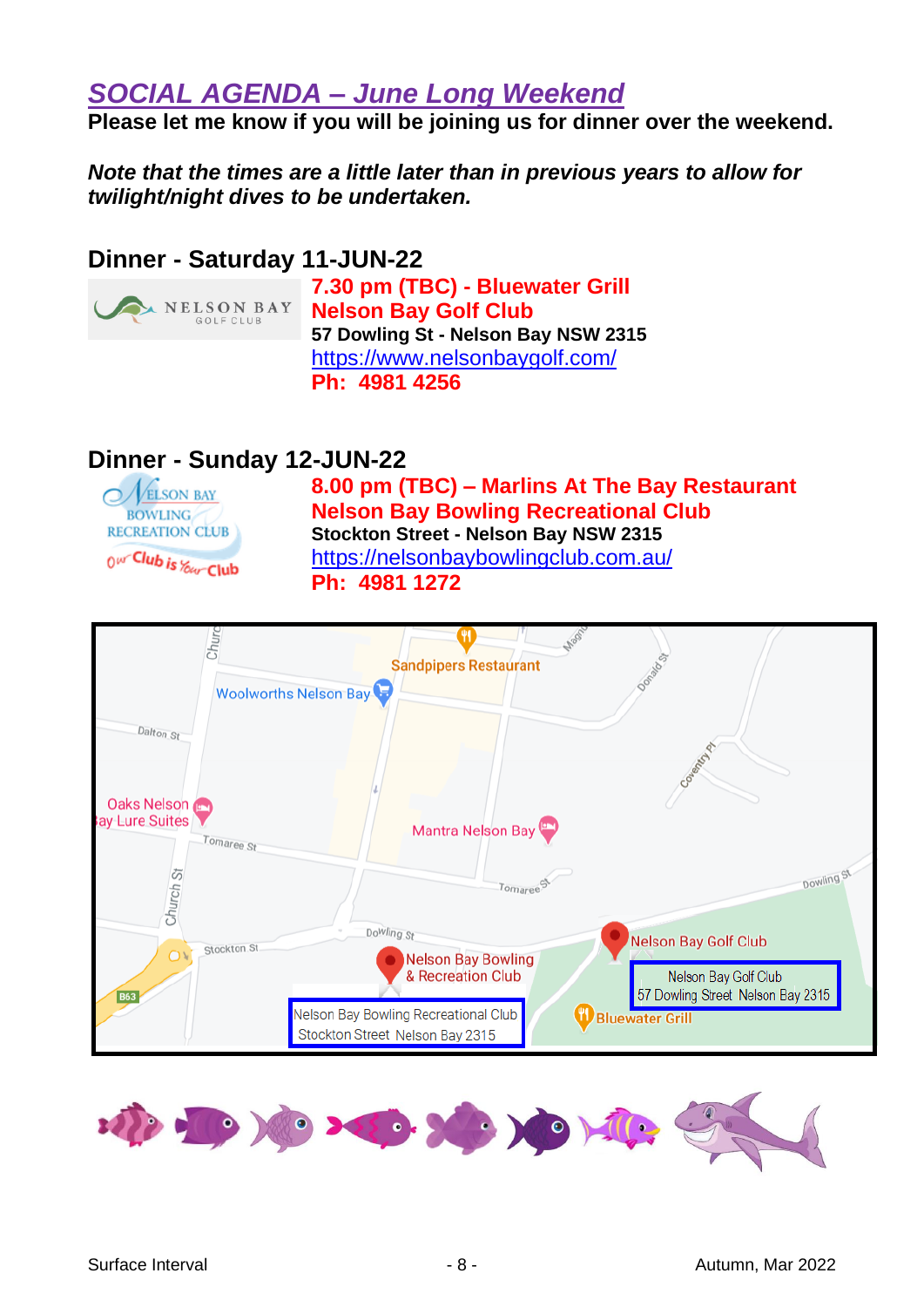## *SOCIAL AGENDA – June Long Weekend*

**Please let me know if you will be joining us for dinner over the weekend.**

***Note that the times are a little later than in previous years to allow for twilight/night dives to be undertaken.***

### Dinner - Saturday 11-JUN-22

**7.30 pm (TBC) - Bluewater Grill**
**Nelson Bay Golf Club**
**57 Dowling St - Nelson Bay NSW 2315**
https://www.nelsonbaygolf.com/
**Ph: 4981 4256**

### Dinner - Sunday 12-JUN-22

**8.00 pm (TBC) – Marlins At The Bay Restaurant**
**Nelson Bay Bowling Recreational Club**
**Stockton Street - Nelson Bay NSW 2315**
https://nelsonbaybowlingclub.com.au/
**Ph: 4981 1272**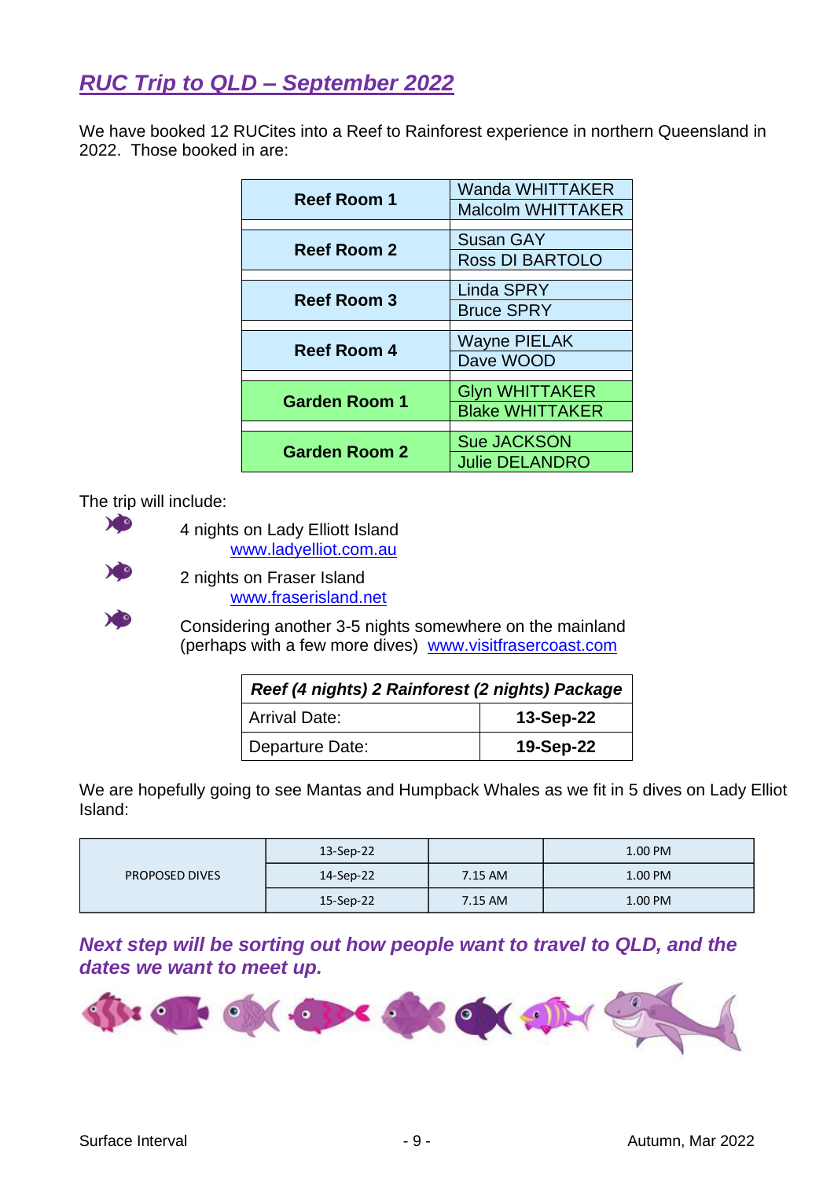## *RUC Trip to QLD – September 2022*

We have booked 12 RUCites into a Reef to Rainforest experience in northern Queensland in 2022. Those booked in are:

| | |
|---|---|
| **Reef Room 1** | Wanda WHITTAKER |
| | Malcolm WHITTAKER |
| **Reef Room 2** | Susan GAY |
| | Ross DI BARTOLO |
| **Reef Room 3** | Linda SPRY |
| | Bruce SPRY |
| **Reef Room 4** | Wayne PIELAK |
| | Dave WOOD |
| **Garden Room 1** | Glyn WHITTAKER |
| | Blake WHITTAKER |
| **Garden Room 2** | Sue JACKSON |
| | Julie DELANDRO |

The trip will include:

- 4 nights on Lady Elliott Island
  www.ladyelliot.com.au
- 2 nights on Fraser Island
  www.fraserisland.net
- Considering another 3-5 nights somewhere on the mainland (perhaps with a few more dives) www.visitfrasercoast.com

| ***Reef (4 nights) 2 Rainforest (2 nights) Package*** | |
|---|---|
| Arrival Date: | **13-Sep-22** |
| Departure Date: | **19-Sep-22** |

We are hopefully going to see Mantas and Humpback Whales as we fit in 5 dives on Lady Elliot Island:

| | | | |
|---|---|---|---|
| PROPOSED DIVES | 13-Sep-22 | | 1.00 PM |
| | 14-Sep-22 | 7.15 AM | 1.00 PM |
| | 15-Sep-22 | 7.15 AM | 1.00 PM |

***Next step will be sorting out how people want to travel to QLD, and the dates we want to meet up.***